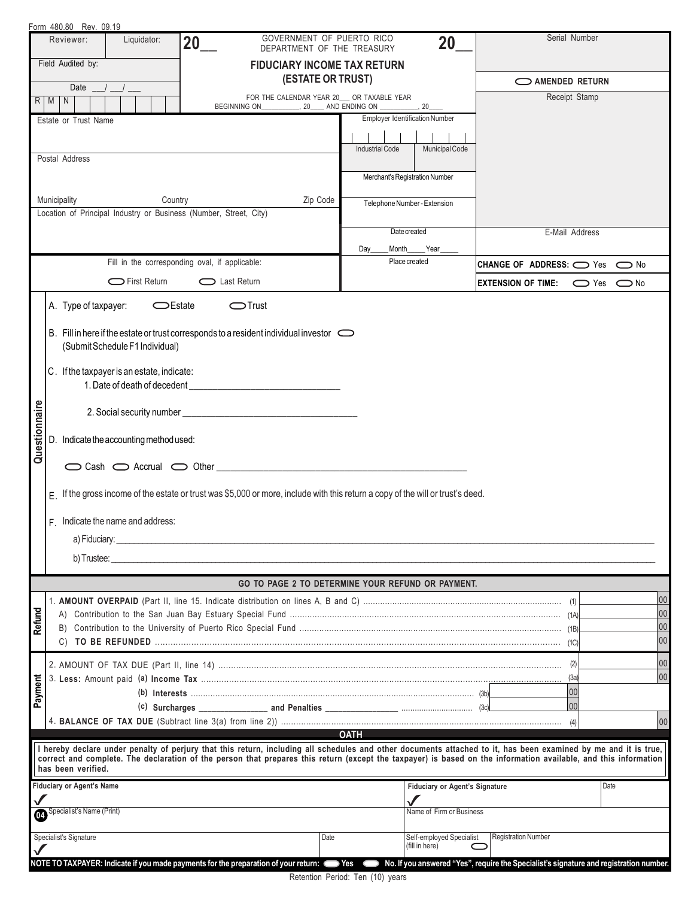Form 480.80 Rev. 09.19

| Reviewer: | Liquidator: |
|---|---|
| Field Audited by: | |
| Date ___/___/___ | |
| R M N | |

**20__** GOVERNMENT OF PUERTO RICO DEPARTMENT OF THE TREASURY **20__**

# FIDUCIARY INCOME TAX RETURN (ESTATE OR TRUST)

FOR THE CALENDAR YEAR 20___ OR TAXABLE YEAR BEGINNING ON__________, 20____ AND ENDING ON __________, 20____

Serial Number

AMENDED RETURN

Receipt Stamp

| Estate or Trust Name | Employer Identification Number |
|---|---|
| | Industrial Code / Municipal Code |
| Postal Address | Merchant's Registration Number |
| Municipality / Country / Zip Code | Telephone Number - Extension |
| Location of Principal Industry or Business (Number, Street, City) | Date created Day____ Month____ Year____ |
| Fill in the corresponding oval, if applicable: First Return / Last Return | Place created |

E-Mail Address

**CHANGE OF ADDRESS:** Yes No

**EXTENSION OF TIME:** Yes No

## Questionnaire

A. Type of taxpayer: Estate Trust

B. Fill in here if the estate or trust corresponds to a resident individual investor (Submit Schedule F1 Individual)

C. If the taxpayer is an estate, indicate:

1. Date of death of decedent ______________________________

2. Social security number ______________________________

D. Indicate the accounting method used:

Cash Accrual Other ______________________________

E. If the gross income of the estate or trust was $5,000 or more, include with this return a copy of the will or trust's deed.

F. Indicate the name and address:

a) Fiduciary: ______________________________

b) Trustee: ______________________________

**GO TO PAGE 2 TO DETERMINE YOUR REFUND OR PAYMENT.**

## Refund

| | | |
|---|---|---|
| 1. **AMOUNT OVERPAID** (Part II, line 15. Indicate distribution on lines A, B and C) | (1) | 00 |
| A) Contribution to the San Juan Bay Estuary Special Fund | (1A) | 00 |
| B) Contribution to the University of Puerto Rico Special Fund | (1B) | 00 |
| C) **TO BE REFUNDED** | (1C) | 00 |

## Payment

| | | | | |
|---|---|---|---|---|
| 2. AMOUNT OF TAX DUE (Part II, line 14) | | | (2) | 00 |
| 3. **Less:** Amount paid **(a) Income Tax** | | | (3a) | 00 |
| **(b) Interests** | (3b) | 00 | | |
| **(c) Surcharges** _______ **and Penalties** _______ | (3c) | 00 | | |
| 4. **BALANCE OF TAX DUE** (Subtract line 3(a) from line 2)) | | | (4) | 00 |

## OATH

**I hereby declare under penalty of perjury that this return, including all schedules and other documents attached to it, has been examined by me and it is true, correct and complete. The declaration of the person that prepares this return (except the taxpayer) is based on the information available, and this information has been verified.**

| **Fiduciary or Agent's Name** | | **Fiduciary or Agent's Signature** | | Date |
|---|---|---|---|---|
| ✓ | | ✓ | | |
| 04 Specialist's Name (Print) | | Name of Firm or Business | | |
| Specialist's Signature ✓ | Date | Self-employed Specialist (fill in here) | Registration Number | |

**NOTE TO TAXPAYER: Indicate if you made payments for the preparation of your return: Yes No. If you answered "Yes", require the Specialist's signature and registration number.**

Retention Period: Ten (10) years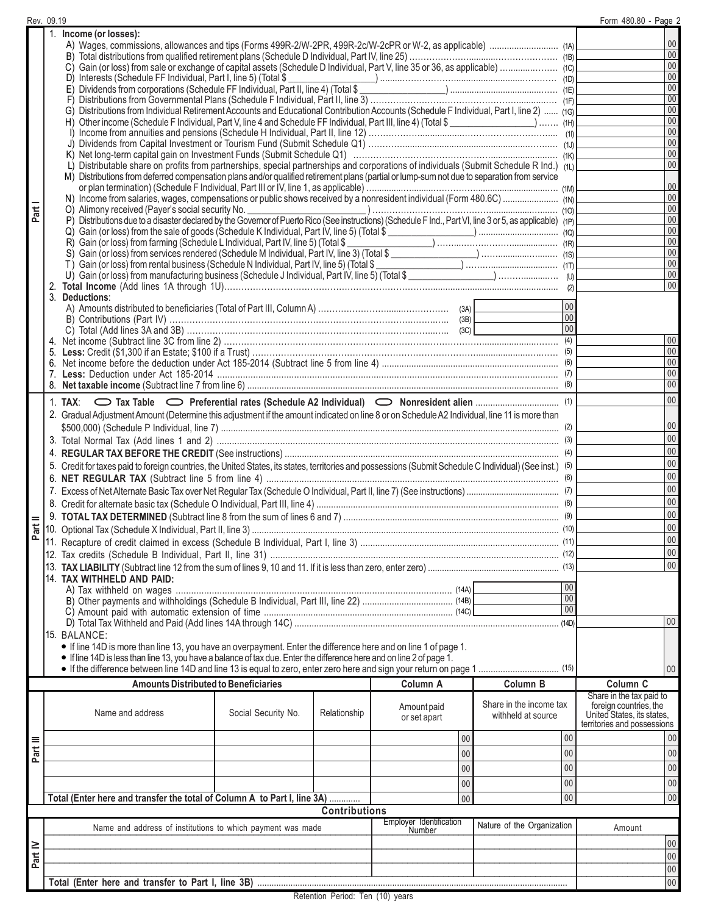Rev. 09.19 Form 480.80 - Page 2

## Part I

1. **Income (or losses):**

| | Line | Amount |
|---|---|---|
| A) Wages, commissions, allowances and tips (Forms 499R-2/W-2PR, 499R-2c/W-2cPR or W-2, as applicable) | (1A) | 00 |
| B) Total distributions from qualified retirement plans (Schedule D Individual, Part IV, line 25) | (1B) | 00 |
| C) Gain (or loss) from sale or exchange of capital assets (Schedule D Individual, Part V, line 35 or 36, as applicable) | (1C) | 00 |
| D) Interests (Schedule FF Individual, Part I, line 5) (Total $ ______) | (1D) | 00 |
| E) Dividends from corporations (Schedule FF Individual, Part II, line 4) (Total $ ______) | (1E) | 00 |
| F) Distributions from Governmental Plans (Schedule F Individual, Part II, line 3) | (1F) | 00 |
| G) Distributions from Individual Retirement Accounts and Educational Contribution Accounts (Schedule F Individual, Part I, line 2) | (1G) | 00 |
| H) Other income (Schedule F Individual, Part V, line 4 and Schedule FF Individual, Part III, line 4) (Total $ ______) | (1H) | 00 |
| I) Income from annuities and pensions (Schedule H Individual, Part II, line 12) | (1I) | 00 |
| J) Dividends from Capital Investment or Tourism Fund (Submit Schedule Q1) | (1J) | 00 |
| K) Net long-term capital gain on Investment Funds (Submit Schedule Q1) | (1K) | 00 |
| L) Distributable share on profits from partnerships, special partnerships and corporations of individuals (Submit Schedule R Ind.) | (1L) | 00 |
| M) Distributions from deferred compensation plans and/or qualified retirement plans (partial or lump-sum not due to separation from service or plan termination) (Schedule F Individual, Part III or IV, line 1, as applicable) | (1M) | 00 |
| N) Income from salaries, wages, compensations or public shows received by a nonresident individual (Form 480.6C) | (1N) | 00 |
| O) Alimony received (Payer's social security No. ______) | (1O) | 00 |
| P) Distributions due to a disaster declared by the Governor of Puerto Rico (See instructions) (Schedule F Ind., Part VI, line 3 or 5, as applicable) | (1P) | 00 |
| Q) Gain (or loss) from the sale of goods (Schedule K Individual, Part IV, line 5) (Total $ ______) | (1Q) | 00 |
| R) Gain (or loss) from farming (Schedule L Individual, Part IV, line 5) (Total $ ______) | (1R) | 00 |
| S) Gain (or loss) from services rendered (Schedule M Individual, Part IV, line 3) (Total $ ______) | (1S) | 00 |
| T) Gain (or loss) from rental business (Schedule N Individual, Part IV, line 5) (Total $ ______) | (1T) | 00 |
| U) Gain (or loss) from manufacturing business (Schedule J Individual, Part IV, line 5) (Total $ ______) | (U) | 00 |
| 2. **Total Income** (Add lines 1A through 1U) | (2) | 00 |
| 3. **Deductions**: | | |
| A) Amounts distributed to beneficiaries (Total of Part III, Column A) | (3A) | 00 |
| B) Contributions (Part IV) | (3B) | 00 |
| C) Total (Add lines 3A and 3B) | (3C) | 00 |
| 4. Net income (Subtract line 3C from line 2) | (4) | 00 |
| 5. **Less:** Credit ($1,300 if an Estate; $100 if a Trust) | (5) | 00 |
| 6. Net income before the deduction under Act 185-2014 (Subtract line 5 from line 4) | (6) | 00 |
| 7. **Less:** Deduction under Act 185-2014 | (7) | 00 |
| 8. **Net taxable income** (Subtract line 7 from line 6) | (8) | 00 |

## Part II

| | Line | Amount |
|---|---|---|
| 1. **TAX**: ◯ **Tax Table** ◯ **Preferential rates (Schedule A2 Individual)** ◯ **Nonresident alien** | (1) | 00 |
| 2. Gradual Adjustment Amount (Determine this adjustment if the amount indicated on line 8 or on Schedule A2 Individual, line 11 is more than $500,000) (Schedule P Individual, line 7) | (2) | 00 |
| 3. Total Normal Tax (Add lines 1 and 2) | (3) | 00 |
| 4. **REGULAR TAX BEFORE THE CREDIT** (See instructions) | (4) | 00 |
| 5. Credit for taxes paid to foreign countries, the United States, its states, territories and possessions (Submit Schedule C Individual) (See inst.) | (5) | 00 |
| 6. **NET REGULAR TAX** (Subtract line 5 from line 4) | (6) | 00 |
| 7. Excess of Net Alternate Basic Tax over Net Regular Tax (Schedule O Individual, Part II, line 7) (See instructions) | (7) | 00 |
| 8. Credit for alternate basic tax (Schedule O Individual, Part III, line 4) | (8) | 00 |
| 9. **TOTAL TAX DETERMINED** (Subtract line 8 from the sum of lines 6 and 7) | (9) | 00 |
| 10. Optional Tax (Schedule X Individual, Part II, line 3) | (10) | 00 |
| 11. Recapture of credit claimed in excess (Schedule B Individual, Part I, line 3) | (11) | 00 |
| 12. Tax credits (Schedule B Individual, Part II, line 31) | (12) | 00 |
| 13. **TAX LIABILITY** (Subtract line 12 from the sum of lines 9, 10 and 11. If it is less than zero, enter zero) | (13) | 00 |
| 14. **TAX WITHHELD AND PAID:** | | |
| A) Tax withheld on wages | (14A) | 00 |
| B) Other payments and withholdings (Schedule B Individual, Part III, line 22) | (14B) | 00 |
| C) Amount paid with automatic extension of time | (14C) | 00 |
| D) Total Tax Withheld and Paid (Add lines 14A through 14C) | (14D) | 00 |
| 15. BALANCE: | | |
| • If line 14D is more than line 13, you have an overpayment. Enter the difference here and on line 1 of page 1. • If line 14D is less than line 13, you have a balance of tax due. Enter the difference here and on line 2 of page 1. • If the difference between line 14D and line 13 is equal to zero, enter zero here and sign your return on page 1 | (15) | 00 |

## Part III

**Amounts Distributed to Beneficiaries**

| Name and address | Social Security No. | Relationship | Column A: Amount paid or set apart | Column B: Share in the income tax withheld at source | Column C: Share in the tax paid to foreign countries, the United States, its states, territories and possessions |
|---|---|---|---|---|---|
| | | | 00 | 00 | 00 |
| | | | 00 | 00 | 00 |
| | | | 00 | 00 | 00 |
| | | | 00 | 00 | 00 |
| **Total (Enter here and transfer the total of Column A to Part I, line 3A)** | | | 00 | 00 | 00 |

## Part IV

**Contributions**

| Name and address of institutions to which payment was made | Employer Identification Number | Nature of the Organization | Amount |
|---|---|---|---|
| | | | 00 |
| | | | 00 |
| | | | 00 |
| **Total (Enter here and transfer to Part I, line 3B)** | | | 00 |

Retention Period: Ten (10) years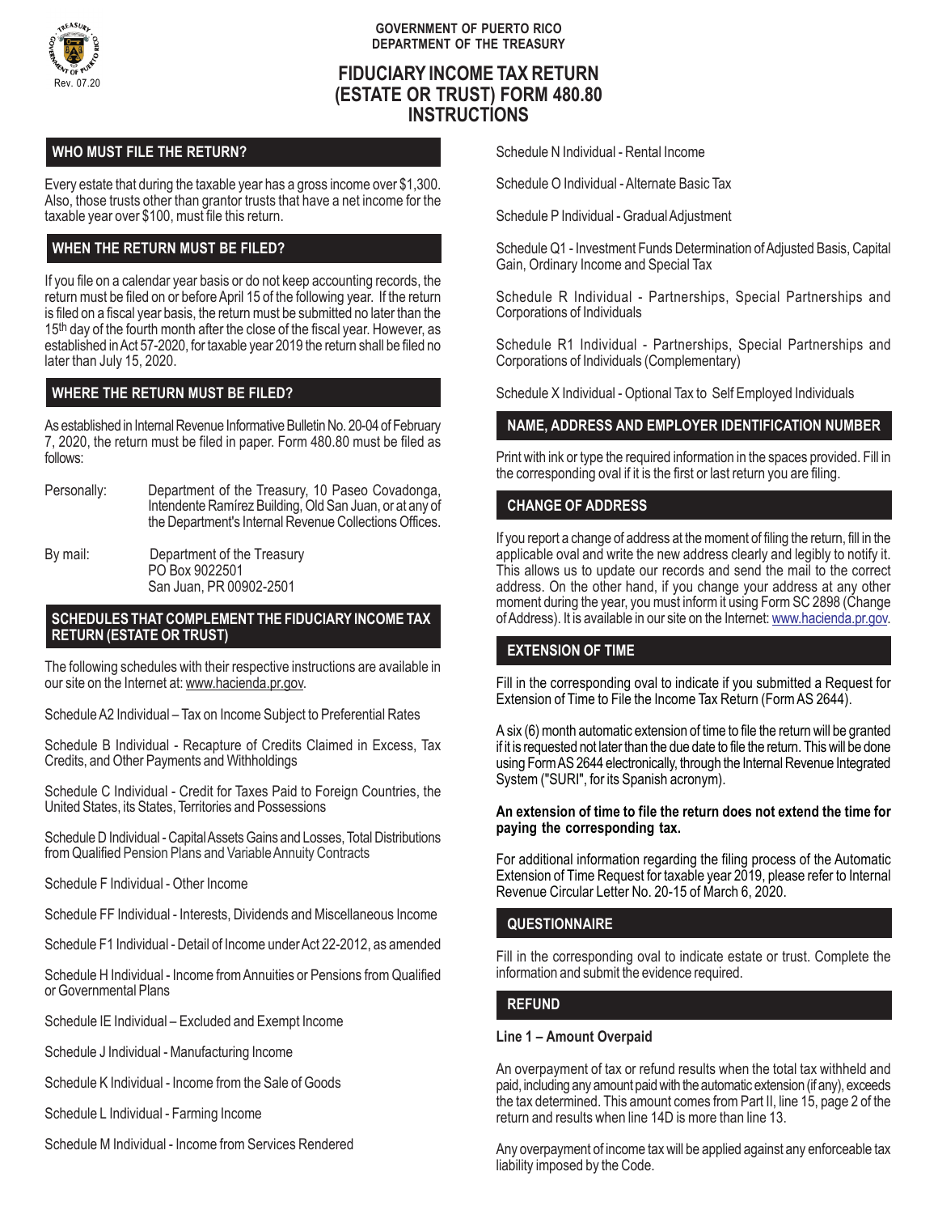GOVERNMENT OF PUERTO RICO
DEPARTMENT OF THE TREASURY

Rev. 07.20

# FIDUCIARY INCOME TAX RETURN (ESTATE OR TRUST) FORM 480.80 INSTRUCTIONS

## WHO MUST FILE THE RETURN?

Every estate that during the taxable year has a gross income over $1,300. Also, those trusts other than grantor trusts that have a net income for the taxable year over $100, must file this return.

## WHEN THE RETURN MUST BE FILED?

If you file on a calendar year basis or do not keep accounting records, the return must be filed on or before April 15 of the following year. If the return is filed on a fiscal year basis, the return must be submitted no later than the 15th day of the fourth month after the close of the fiscal year. However, as established in Act 57-2020, for taxable year 2019 the return shall be filed no later than July 15, 2020.

## WHERE THE RETURN MUST BE FILED?

As established in Internal Revenue Informative Bulletin No. 20-04 of February 7, 2020, the return must be filed in paper. Form 480.80 must be filed as follows:

Personally: Department of the Treasury, 10 Paseo Covadonga, Intendente Ramírez Building, Old San Juan, or at any of the Department's Internal Revenue Collections Offices.

By mail: Department of the Treasury
PO Box 9022501
San Juan, PR 00902-2501

## SCHEDULES THAT COMPLEMENT THE FIDUCIARY INCOME TAX RETURN (ESTATE OR TRUST)

The following schedules with their respective instructions are available in our site on the Internet at: www.hacienda.pr.gov.

Schedule A2 Individual – Tax on Income Subject to Preferential Rates

Schedule B Individual - Recapture of Credits Claimed in Excess, Tax Credits, and Other Payments and Withholdings

Schedule C Individual - Credit for Taxes Paid to Foreign Countries, the United States, its States, Territories and Possessions

Schedule D Individual - Capital Assets Gains and Losses, Total Distributions from Qualified Pension Plans and Variable Annuity Contracts

Schedule F Individual - Other Income

Schedule FF Individual - Interests, Dividends and Miscellaneous Income

Schedule F1 Individual - Detail of Income under Act 22-2012, as amended

Schedule H Individual - Income from Annuities or Pensions from Qualified or Governmental Plans

Schedule IE Individual – Excluded and Exempt Income

Schedule J Individual - Manufacturing Income

Schedule K Individual - Income from the Sale of Goods

Schedule L Individual - Farming Income

Schedule M Individual - Income from Services Rendered

Schedule N Individual - Rental Income

Schedule O Individual - Alternate Basic Tax

Schedule P Individual - Gradual Adjustment

Schedule Q1 - Investment Funds Determination of Adjusted Basis, Capital Gain, Ordinary Income and Special Tax

Schedule R Individual - Partnerships, Special Partnerships and Corporations of Individuals

Schedule R1 Individual - Partnerships, Special Partnerships and Corporations of Individuals (Complementary)

Schedule X Individual - Optional Tax to Self Employed Individuals

## NAME, ADDRESS AND EMPLOYER IDENTIFICATION NUMBER

Print with ink or type the required information in the spaces provided. Fill in the corresponding oval if it is the first or last return you are filing.

## CHANGE OF ADDRESS

If you report a change of address at the moment of filing the return, fill in the applicable oval and write the new address clearly and legibly to notify it. This allows us to update our records and send the mail to the correct address. On the other hand, if you change your address at any other moment during the year, you must inform it using Form SC 2898 (Change of Address). It is available in our site on the Internet: www.hacienda.pr.gov.

## EXTENSION OF TIME

Fill in the corresponding oval to indicate if you submitted a Request for Extension of Time to File the Income Tax Return (Form AS 2644).

A six (6) month automatic extension of time to file the return will be granted if it is requested not later than the due date to file the return. This will be done using Form AS 2644 electronically, through the Internal Revenue Integrated System ("SURI", for its Spanish acronym).

**An extension of time to file the return does not extend the time for paying the corresponding tax.**

For additional information regarding the filing process of the Automatic Extension of Time Request for taxable year 2019, please refer to Internal Revenue Circular Letter No. 20-15 of March 6, 2020.

## QUESTIONNAIRE

Fill in the corresponding oval to indicate estate or trust. Complete the information and submit the evidence required.

## REFUND

**Line 1 – Amount Overpaid**

An overpayment of tax or refund results when the total tax withheld and paid, including any amount paid with the automatic extension (if any), exceeds the tax determined. This amount comes from Part II, line 15, page 2 of the return and results when line 14D is more than line 13.

Any overpayment of income tax will be applied against any enforceable tax liability imposed by the Code.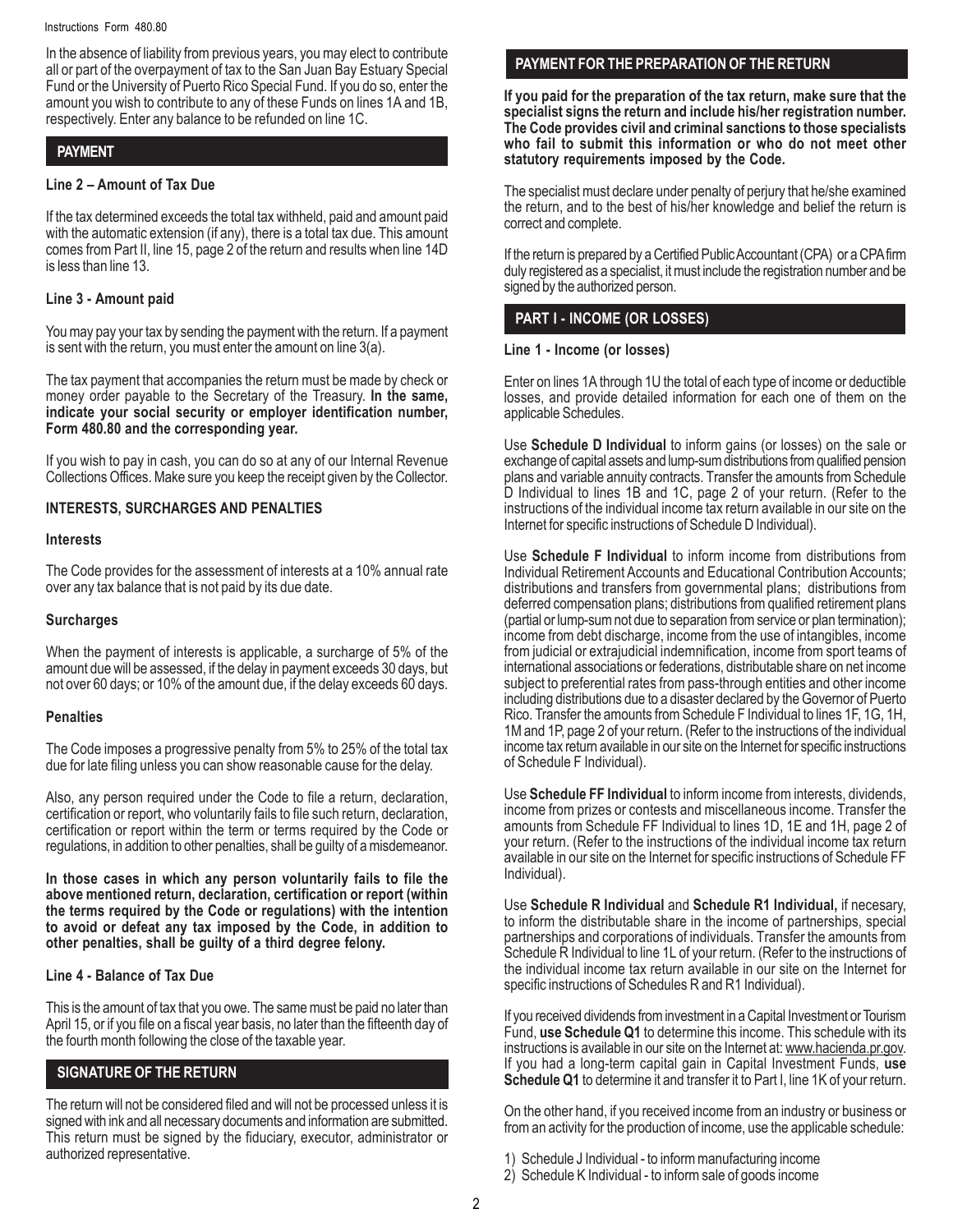In the absence of liability from previous years, you may elect to contribute all or part of the overpayment of tax to the San Juan Bay Estuary Special Fund or the University of Puerto Rico Special Fund. If you do so, enter the amount you wish to contribute to any of these Funds on lines 1A and 1B, respectively. Enter any balance to be refunded on line 1C.

## PAYMENT

### Line 2 – Amount of Tax Due

If the tax determined exceeds the total tax withheld, paid and amount paid with the automatic extension (if any), there is a total tax due. This amount comes from Part II, line 15, page 2 of the return and results when line 14D is less than line 13.

### Line 3 - Amount paid

You may pay your tax by sending the payment with the return. If a payment is sent with the return, you must enter the amount on line 3(a).

The tax payment that accompanies the return must be made by check or money order payable to the Secretary of the Treasury. **In the same, indicate your social security or employer identification number, Form 480.80 and the corresponding year.**

If you wish to pay in cash, you can do so at any of our Internal Revenue Collections Offices. Make sure you keep the receipt given by the Collector.

### INTERESTS, SURCHARGES AND PENALTIES

**Interests**

The Code provides for the assessment of interests at a 10% annual rate over any tax balance that is not paid by its due date.

**Surcharges**

When the payment of interests is applicable, a surcharge of 5% of the amount due will be assessed, if the delay in payment exceeds 30 days, but not over 60 days; or 10% of the amount due, if the delay exceeds 60 days.

**Penalties**

The Code imposes a progressive penalty from 5% to 25% of the total tax due for late filing unless you can show reasonable cause for the delay.

Also, any person required under the Code to file a return, declaration, certification or report, who voluntarily fails to file such return, declaration, certification or report within the term or terms required by the Code or regulations, in addition to other penalties, shall be guilty of a misdemeanor.

**In those cases in which any person voluntarily fails to file the above mentioned return, declaration, certification or report (within the terms required by the Code or regulations) with the intention to avoid or defeat any tax imposed by the Code, in addition to other penalties, shall be guilty of a third degree felony.**

### Line 4 - Balance of Tax Due

This is the amount of tax that you owe. The same must be paid no later than April 15, or if you file on a fiscal year basis, no later than the fifteenth day of the fourth month following the close of the taxable year.

## SIGNATURE OF THE RETURN

The return will not be considered filed and will not be processed unless it is signed with ink and all necessary documents and information are submitted. This return must be signed by the fiduciary, executor, administrator or authorized representative.

## PAYMENT FOR THE PREPARATION OF THE RETURN

**If you paid for the preparation of the tax return, make sure that the specialist signs the return and include his/her registration number. The Code provides civil and criminal sanctions to those specialists who fail to submit this information or who do not meet other statutory requirements imposed by the Code.**

The specialist must declare under penalty of perjury that he/she examined the return, and to the best of his/her knowledge and belief the return is correct and complete.

If the return is prepared by a Certified Public Accountant (CPA) or a CPA firm duly registered as a specialist, it must include the registration number and be signed by the authorized person.

## PART I - INCOME (OR LOSSES)

### Line 1 - Income (or losses)

Enter on lines 1A through 1U the total of each type of income or deductible losses, and provide detailed information for each one of them on the applicable Schedules.

Use **Schedule D Individual** to inform gains (or losses) on the sale or exchange of capital assets and lump-sum distributions from qualified pension plans and variable annuity contracts. Transfer the amounts from Schedule D Individual to lines 1B and 1C, page 2 of your return. (Refer to the instructions of the individual income tax return available in our site on the Internet for specific instructions of Schedule D Individual).

Use **Schedule F Individual** to inform income from distributions from Individual Retirement Accounts and Educational Contribution Accounts; distributions and transfers from governmental plans; distributions from deferred compensation plans; distributions from qualified retirement plans (partial or lump-sum not due to separation from service or plan termination); income from debt discharge, income from the use of intangibles, income from judicial or extrajudicial indemnification, income from sport teams of international associations or federations, distributable share on net income subject to preferential rates from pass-through entities and other income including distributions due to a disaster declared by the Governor of Puerto Rico. Transfer the amounts from Schedule F Individual to lines 1F, 1G, 1H, 1M and 1P, page 2 of your return. (Refer to the instructions of the individual income tax return available in our site on the Internet for specific instructions of Schedule F Individual).

Use **Schedule FF Individual** to inform income from interests, dividends, income from prizes or contests and miscellaneous income. Transfer the amounts from Schedule FF Individual to lines 1D, 1E and 1H, page 2 of your return. (Refer to the instructions of the individual income tax return available in our site on the Internet for specific instructions of Schedule FF Individual).

Use **Schedule R Individual** and **Schedule R1 Individual,** if necesary, to inform the distributable share in the income of partnerships, special partnerships and corporations of individuals. Transfer the amounts from Schedule R Individual to line 1L of your return. (Refer to the instructions of the individual income tax return available in our site on the Internet for specific instructions of Schedules R and R1 Individual).

If you received dividends from investment in a Capital Investment or Tourism Fund, **use Schedule Q1** to determine this income. This schedule with its instructions is available in our site on the Internet at: www.hacienda.pr.gov. If you had a long-term capital gain in Capital Investment Funds, **use Schedule Q1** to determine it and transfer it to Part I, line 1K of your return.

On the other hand, if you received income from an industry or business or from an activity for the production of income, use the applicable schedule:

1) Schedule J Individual - to inform manufacturing income
2) Schedule K Individual - to inform sale of goods income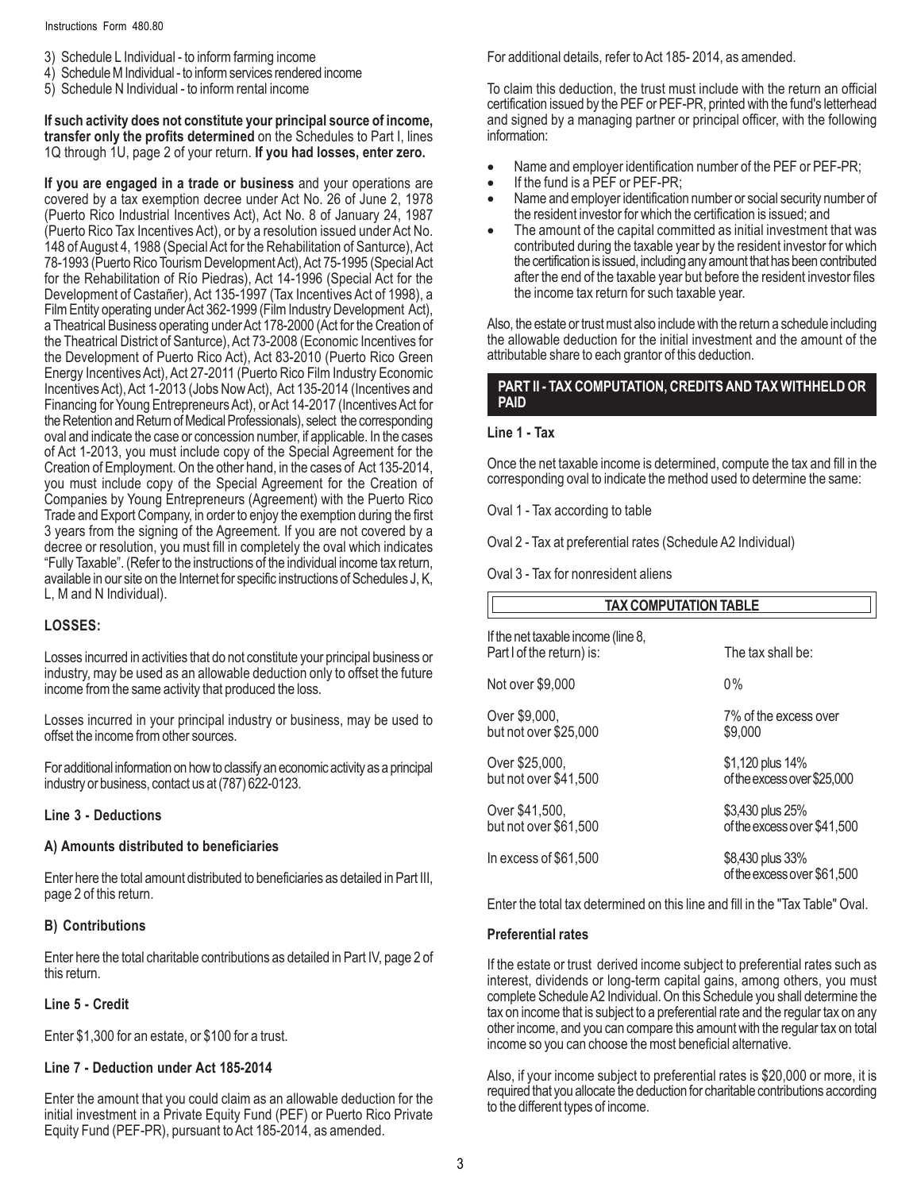3) Schedule L Individual - to inform farming income
4) Schedule M Individual - to inform services rendered income
5) Schedule N Individual - to inform rental income

**If such activity does not constitute your principal source of income, transfer only the profits determined** on the Schedules to Part I, lines 1Q through 1U, page 2 of your return. **If you had losses, enter zero.**

**If you are engaged in a trade or business** and your operations are covered by a tax exemption decree under Act No. 26 of June 2, 1978 (Puerto Rico Industrial Incentives Act), Act No. 8 of January 24, 1987 (Puerto Rico Tax Incentives Act), or by a resolution issued under Act No. 148 of August 4, 1988 (Special Act for the Rehabilitation of Santurce), Act 78-1993 (Puerto Rico Tourism Development Act), Act 75-1995 (Special Act for the Rehabilitation of Río Piedras), Act 14-1996 (Special Act for the Development of Castañer), Act 135-1997 (Tax Incentives Act of 1998), a Film Entity operating under Act 362-1999 (Film Industry Development Act), a Theatrical Business operating under Act 178-2000 (Act for the Creation of the Theatrical District of Santurce), Act 73-2008 (Economic Incentives for the Development of Puerto Rico Act), Act 83-2010 (Puerto Rico Green Energy Incentives Act), Act 27-2011 (Puerto Rico Film Industry Economic Incentives Act), Act 1-2013 (Jobs Now Act), Act 135-2014 (Incentives and Financing for Young Entrepreneurs Act), or Act 14-2017 (Incentives Act for the Retention and Return of Medical Professionals), select the corresponding oval and indicate the case or concession number, if applicable. In the cases of Act 1-2013, you must include copy of the Special Agreement for the Creation of Employment. On the other hand, in the cases of Act 135-2014, you must include copy of the Special Agreement for the Creation of Companies by Young Entrepreneurs (Agreement) with the Puerto Rico Trade and Export Company, in order to enjoy the exemption during the first 3 years from the signing of the Agreement. If you are not covered by a decree or resolution, you must fill in completely the oval which indicates "Fully Taxable". (Refer to the instructions of the individual income tax return, available in our site on the Internet for specific instructions of Schedules J, K, L, M and N Individual).

### LOSSES:

Losses incurred in activities that do not constitute your principal business or industry, may be used as an allowable deduction only to offset the future income from the same activity that produced the loss.

Losses incurred in your principal industry or business, may be used to offset the income from other sources.

For additional information on how to classify an economic activity as a principal industry or business, contact us at (787) 622-0123.

### Line 3 - Deductions

#### A) Amounts distributed to beneficiaries

Enter here the total amount distributed to beneficiaries as detailed in Part III, page 2 of this return.

#### B) Contributions

Enter here the total charitable contributions as detailed in Part IV, page 2 of this return.

### Line 5 - Credit

Enter $1,300 for an estate, or $100 for a trust.

### Line 7 - Deduction under Act 185-2014

Enter the amount that you could claim as an allowable deduction for the initial investment in a Private Equity Fund (PEF) or Puerto Rico Private Equity Fund (PEF-PR), pursuant to Act 185-2014, as amended.

For additional details, refer to Act 185- 2014, as amended.

To claim this deduction, the trust must include with the return an official certification issued by the PEF or PEF-PR, printed with the fund's letterhead and signed by a managing partner or principal officer, with the following information:

- Name and employer identification number of the PEF or PEF-PR;
- If the fund is a PEF or PEF-PR;
- Name and employer identification number or social security number of the resident investor for which the certification is issued; and
- The amount of the capital committed as initial investment that was contributed during the taxable year by the resident investor for which the certification is issued, including any amount that has been contributed after the end of the taxable year but before the resident investor files the income tax return for such taxable year.

Also, the estate or trust must also include with the return a schedule including the allowable deduction for the initial investment and the amount of the attributable share to each grantor of this deduction.

## PART II - TAX COMPUTATION, CREDITS AND TAX WITHHELD OR PAID

### Line 1 - Tax

Once the net taxable income is determined, compute the tax and fill in the corresponding oval to indicate the method used to determine the same:

Oval 1 - Tax according to table

Oval 2 - Tax at preferential rates (Schedule A2 Individual)

Oval 3 - Tax for nonresident aliens

**TAX COMPUTATION TABLE**

| If the net taxable income (line 8, Part I of the return) is: | The tax shall be: |
|---|---|
| Not over $9,000 | 0% |
| Over $9,000, but not over $25,000 | 7% of the excess over $9,000 |
| Over $25,000, but not over $41,500 | $1,120 plus 14% of the excess over $25,000 |
| Over $41,500, but not over $61,500 | $3,430 plus 25% of the excess over $41,500 |
| In excess of $61,500 | $8,430 plus 33% of the excess over $61,500 |

Enter the total tax determined on this line and fill in the "Tax Table" Oval.

### Preferential rates

If the estate or trust derived income subject to preferential rates such as interest, dividends or long-term capital gains, among others, you must complete Schedule A2 Individual. On this Schedule you shall determine the tax on income that is subject to a preferential rate and the regular tax on any other income, and you can compare this amount with the regular tax on total income so you can choose the most beneficial alternative.

Also, if your income subject to preferential rates is $20,000 or more, it is required that you allocate the deduction for charitable contributions according to the different types of income.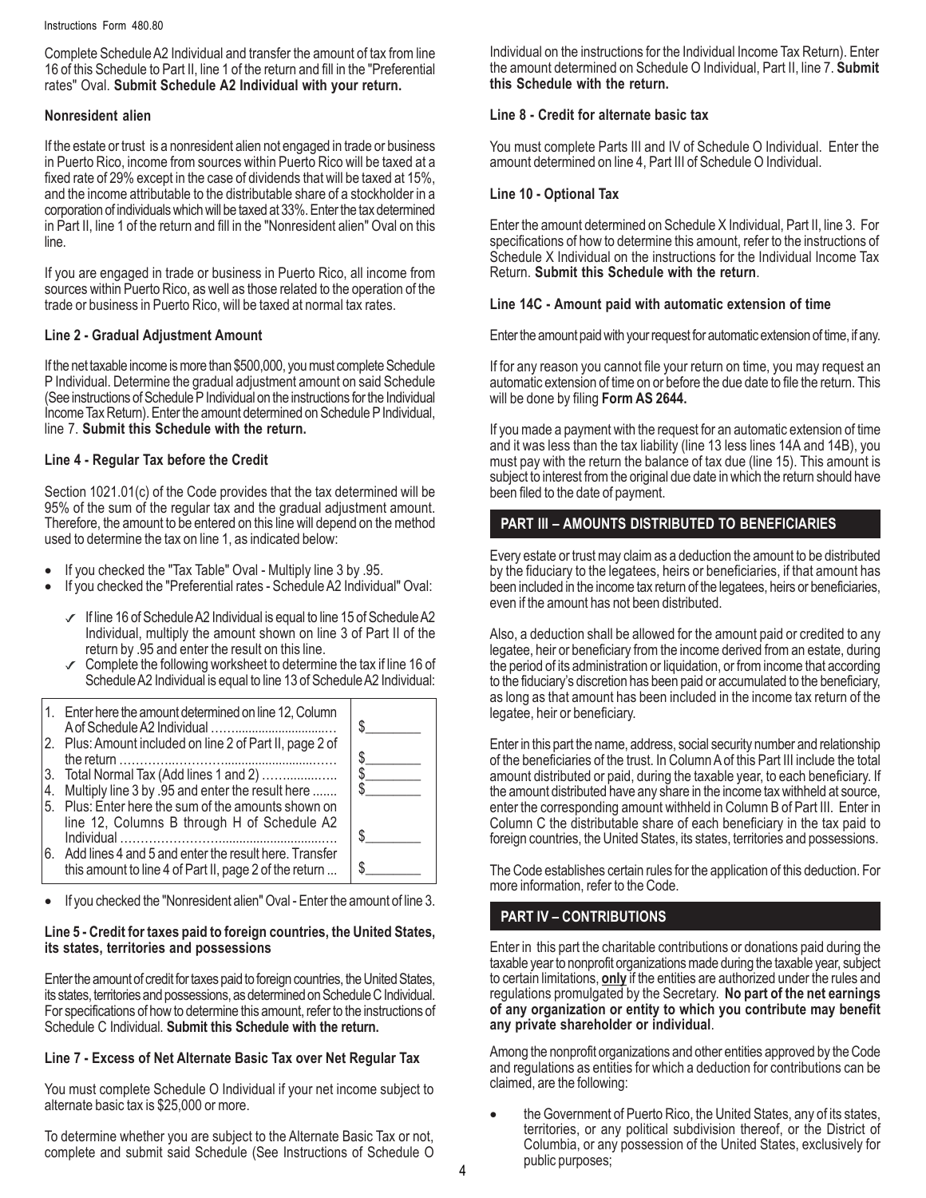Complete Schedule A2 Individual and transfer the amount of tax from line 16 of this Schedule to Part II, line 1 of the return and fill in the "Preferential rates" Oval. **Submit Schedule A2 Individual with your return.**

**Nonresident alien**

If the estate or trust is a nonresident alien not engaged in trade or business in Puerto Rico, income from sources within Puerto Rico will be taxed at a fixed rate of 29% except in the case of dividends that will be taxed at 15%, and the income attributable to the distributable share of a stockholder in a corporation of individuals which will be taxed at 33%. Enter the tax determined in Part II, line 1 of the return and fill in the "Nonresident alien" Oval on this line.

If you are engaged in trade or business in Puerto Rico, all income from sources within Puerto Rico, as well as those related to the operation of the trade or business in Puerto Rico, will be taxed at normal tax rates.

**Line 2 - Gradual Adjustment Amount**

If the net taxable income is more than $500,000, you must complete Schedule P Individual. Determine the gradual adjustment amount on said Schedule (See instructions of Schedule P Individual on the instructions for the Individual Income Tax Return). Enter the amount determined on Schedule P Individual, line 7. **Submit this Schedule with the return.**

**Line 4 - Regular Tax before the Credit**

Section 1021.01(c) of the Code provides that the tax determined will be 95% of the sum of the regular tax and the gradual adjustment amount. Therefore, the amount to be entered on this line will depend on the method used to determine the tax on line 1, as indicated below:

- If you checked the "Tax Table" Oval - Multiply line 3 by .95.
- If you checked the "Preferential rates - Schedule A2 Individual" Oval:
  - ✓ If line 16 of Schedule A2 Individual is equal to line 15 of Schedule A2 Individual, multiply the amount shown on line 3 of Part II of the return by .95 and enter the result on this line.
  - ✓ Complete the following worksheet to determine the tax if line 16 of Schedule A2 Individual is equal to line 13 of Schedule A2 Individual:

| | |
|---|---|
| 1. Enter here the amount determined on line 12, Column A of Schedule A2 Individual ……............................… | $________ |
| 2. Plus: Amount included on line 2 of Part II, page 2 of the return …………..……….............................…… | $________ |
| 3. Total Normal Tax (Add lines 1 and 2) …….............. | $________ |
| 4. Multiply line 3 by .95 and enter the result here ....... | $________ |
| 5. Plus: Enter here the sum of the amounts shown on line 12, Columns B through H of Schedule A2 Individual ……………………...............................… | $________ |
| 6. Add lines 4 and 5 and enter the result here. Transfer this amount to line 4 of Part II, page 2 of the return ... | $________ |

- If you checked the "Nonresident alien" Oval - Enter the amount of line 3.

**Line 5 - Credit for taxes paid to foreign countries, the United States, its states, territories and possessions**

Enter the amount of credit for taxes paid to foreign countries, the United States, its states, territories and possessions, as determined on Schedule C Individual. For specifications of how to determine this amount, refer to the instructions of Schedule C Individual. **Submit this Schedule with the return.**

**Line 7 - Excess of Net Alternate Basic Tax over Net Regular Tax**

You must complete Schedule O Individual if your net income subject to alternate basic tax is $25,000 or more.

To determine whether you are subject to the Alternate Basic Tax or not, complete and submit said Schedule (See Instructions of Schedule O Individual on the instructions for the Individual Income Tax Return). Enter the amount determined on Schedule O Individual, Part II, line 7. **Submit this Schedule with the return.**

**Line 8 - Credit for alternate basic tax**

You must complete Parts III and IV of Schedule O Individual. Enter the amount determined on line 4, Part III of Schedule O Individual.

**Line 10 - Optional Tax**

Enter the amount determined on Schedule X Individual, Part II, line 3. For specifications of how to determine this amount, refer to the instructions of Schedule X Individual on the instructions for the Individual Income Tax Return. **Submit this Schedule with the return**.

**Line 14C - Amount paid with automatic extension of time**

Enter the amount paid with your request for automatic extension of time, if any.

If for any reason you cannot file your return on time, you may request an automatic extension of time on or before the due date to file the return. This will be done by filing **Form AS 2644.**

If you made a payment with the request for an automatic extension of time and it was less than the tax liability (line 13 less lines 14A and 14B), you must pay with the return the balance of tax due (line 15). This amount is subject to interest from the original due date in which the return should have been filed to the date of payment.

## PART III – AMOUNTS DISTRIBUTED TO BENEFICIARIES

Every estate or trust may claim as a deduction the amount to be distributed by the fiduciary to the legatees, heirs or beneficiaries, if that amount has been included in the income tax return of the legatees, heirs or beneficiaries, even if the amount has not been distributed.

Also, a deduction shall be allowed for the amount paid or credited to any legatee, heir or beneficiary from the income derived from an estate, during the period of its administration or liquidation, or from income that according to the fiduciary's discretion has been paid or accumulated to the beneficiary, as long as that amount has been included in the income tax return of the legatee, heir or beneficiary.

Enter in this part the name, address, social security number and relationship of the beneficiaries of the trust. In Column A of this Part III include the total amount distributed or paid, during the taxable year, to each beneficiary. If the amount distributed have any share in the income tax withheld at source, enter the corresponding amount withheld in Column B of Part III. Enter in Column C the distributable share of each beneficiary in the tax paid to foreign countries, the United States, its states, territories and possessions.

The Code establishes certain rules for the application of this deduction. For more information, refer to the Code.

## PART IV – CONTRIBUTIONS

Enter in this part the charitable contributions or donations paid during the taxable year to nonprofit organizations made during the taxable year, subject to certain limitations, **only** if the entities are authorized under the rules and regulations promulgated by the Secretary. **No part of the net earnings of any organization or entity to which you contribute may benefit any private shareholder or individual**.

Among the nonprofit organizations and other entities approved by the Code and regulations as entities for which a deduction for contributions can be claimed, are the following:

- the Government of Puerto Rico, the United States, any of its states, territories, or any political subdivision thereof, or the District of Columbia, or any possession of the United States, exclusively for public purposes;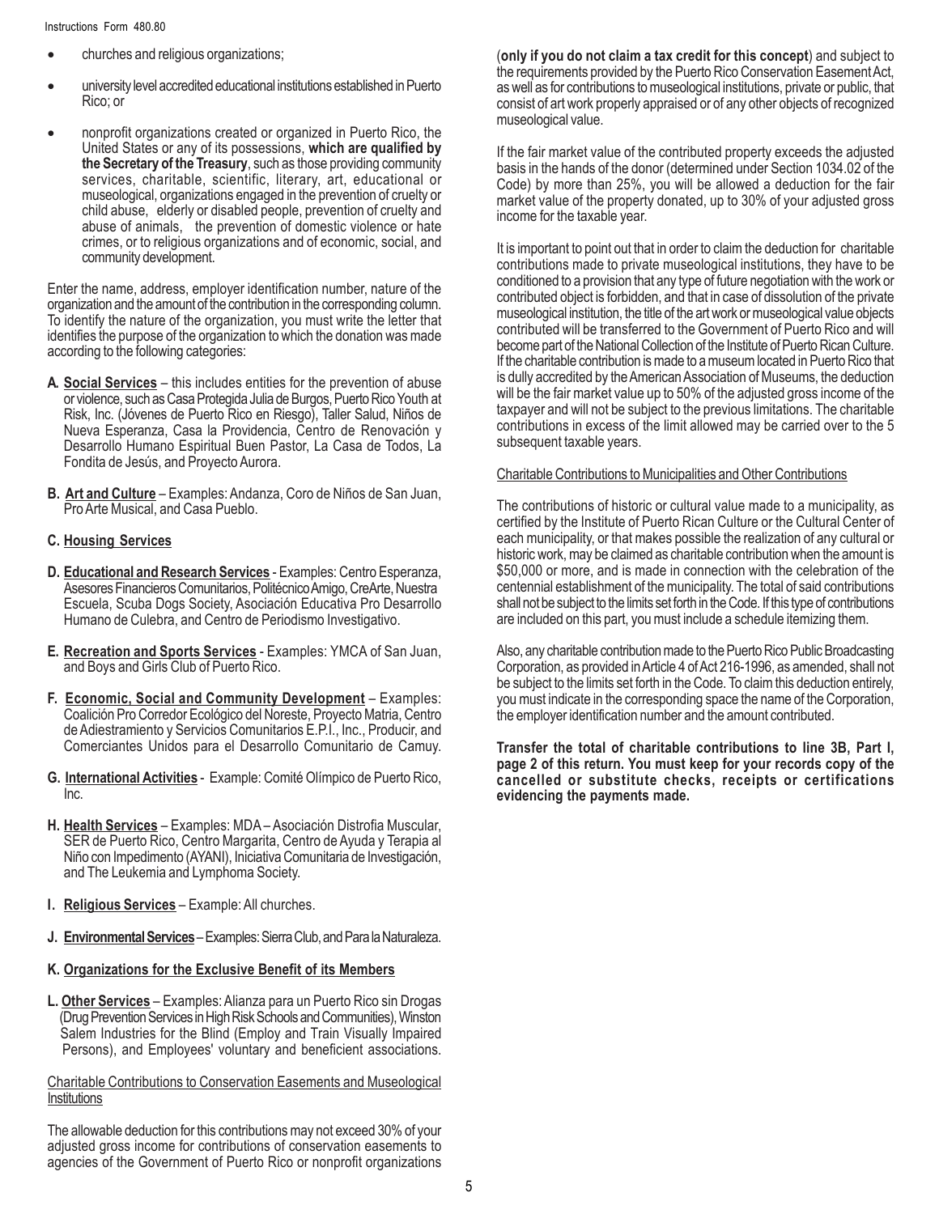- churches and religious organizations;
- university level accredited educational institutions established in Puerto Rico; or
- nonprofit organizations created or organized in Puerto Rico, the United States or any of its possessions, **which are qualified by the Secretary of the Treasury**, such as those providing community services, charitable, scientific, literary, art, educational or museological, organizations engaged in the prevention of cruelty or child abuse, elderly or disabled people, prevention of cruelty and abuse of animals, the prevention of domestic violence or hate crimes, or to religious organizations and of economic, social, and community development.

Enter the name, address, employer identification number, nature of the organization and the amount of the contribution in the corresponding column. To identify the nature of the organization, you must write the letter that identifies the purpose of the organization to which the donation was made according to the following categories:

**A.** <u>**Social Services**</u> – this includes entities for the prevention of abuse or violence, such as Casa Protegida Julia de Burgos, Puerto Rico Youth at Risk, Inc. (Jóvenes de Puerto Rico en Riesgo), Taller Salud, Niños de Nueva Esperanza, Casa la Providencia, Centro de Renovación y Desarrollo Humano Espiritual Buen Pastor, La Casa de Todos, La Fondita de Jesús, and Proyecto Aurora.

**B.** <u>**Art and Culture**</u> – Examples: Andanza, Coro de Niños de San Juan, Pro Arte Musical, and Casa Pueblo.

**C.** <u>**Housing Services**</u>

**D.** <u>**Educational and Research Services**</u> - Examples: Centro Esperanza, Asesores Financieros Comunitarios, Politécnico Amigo, CreArte, Nuestra Escuela, Scuba Dogs Society, Asociación Educativa Pro Desarrollo Humano de Culebra, and Centro de Periodismo Investigativo.

**E.** <u>**Recreation and Sports Services**</u> - Examples: YMCA of San Juan, and Boys and Girls Club of Puerto Rico.

**F.** <u>**Economic, Social and Community Development**</u> – Examples: Coalición Pro Corredor Ecológico del Noreste, Proyecto Matria, Centro de Adiestramiento y Servicios Comunitarios E.P.I., Inc., Producir, and Comerciantes Unidos para el Desarrollo Comunitario de Camuy.

**G.** <u>**International Activities**</u> - Example: Comité Olímpico de Puerto Rico, Inc.

**H.** <u>**Health Services**</u> – Examples: MDA – Asociación Distrofia Muscular, SER de Puerto Rico, Centro Margarita, Centro de Ayuda y Terapia al Niño con Impedimento (AYANI), Iniciativa Comunitaria de Investigación, and The Leukemia and Lymphoma Society.

**I.** <u>**Religious Services**</u> – Example: All churches.

**J.** <u>**Environmental Services**</u> – Examples: Sierra Club, and Para la Naturaleza.

**K.** <u>**Organizations for the Exclusive Benefit of its Members**</u>

**L.** <u>**Other Services**</u> – Examples: Alianza para un Puerto Rico sin Drogas (Drug Prevention Services in High Risk Schools and Communities), Winston Salem Industries for the Blind (Employ and Train Visually Impaired Persons), and Employees' voluntary and beneficient associations.

<u>Charitable Contributions to Conservation Easements and Museological Institutions</u>

The allowable deduction for this contributions may not exceed 30% of your adjusted gross income for contributions of conservation easements to agencies of the Government of Puerto Rico or nonprofit organizations (**only if you do not claim a tax credit for this concept**) and subject to the requirements provided by the Puerto Rico Conservation Easement Act, as well as for contributions to museological institutions, private or public, that consist of art work properly appraised or of any other objects of recognized museological value.

If the fair market value of the contributed property exceeds the adjusted basis in the hands of the donor (determined under Section 1034.02 of the Code) by more than 25%, you will be allowed a deduction for the fair market value of the property donated, up to 30% of your adjusted gross income for the taxable year.

It is important to point out that in order to claim the deduction for charitable contributions made to private museological institutions, they have to be conditioned to a provision that any type of future negotiation with the work or contributed object is forbidden, and that in case of dissolution of the private museological institution, the title of the art work or museological value objects contributed will be transferred to the Government of Puerto Rico and will become part of the National Collection of the Institute of Puerto Rican Culture. If the charitable contribution is made to a museum located in Puerto Rico that is dully accredited by the American Association of Museums, the deduction will be the fair market value up to 50% of the adjusted gross income of the taxpayer and will not be subject to the previous limitations. The charitable contributions in excess of the limit allowed may be carried over to the 5 subsequent taxable years.

<u>Charitable Contributions to Municipalities and Other Contributions</u>

The contributions of historic or cultural value made to a municipality, as certified by the Institute of Puerto Rican Culture or the Cultural Center of each municipality, or that makes possible the realization of any cultural or historic work, may be claimed as charitable contribution when the amount is $50,000 or more, and is made in connection with the celebration of the centennial establishment of the municipality. The total of said contributions shall not be subject to the limits set forth in the Code. If this type of contributions are included on this part, you must include a schedule itemizing them.

Also, any charitable contribution made to the Puerto Rico Public Broadcasting Corporation, as provided in Article 4 of Act 216-1996, as amended, shall not be subject to the limits set forth in the Code. To claim this deduction entirely, you must indicate in the corresponding space the name of the Corporation, the employer identification number and the amount contributed.

**Transfer the total of charitable contributions to line 3B, Part I, page 2 of this return. You must keep for your records copy of the cancelled or substitute checks, receipts or certifications evidencing the payments made.**